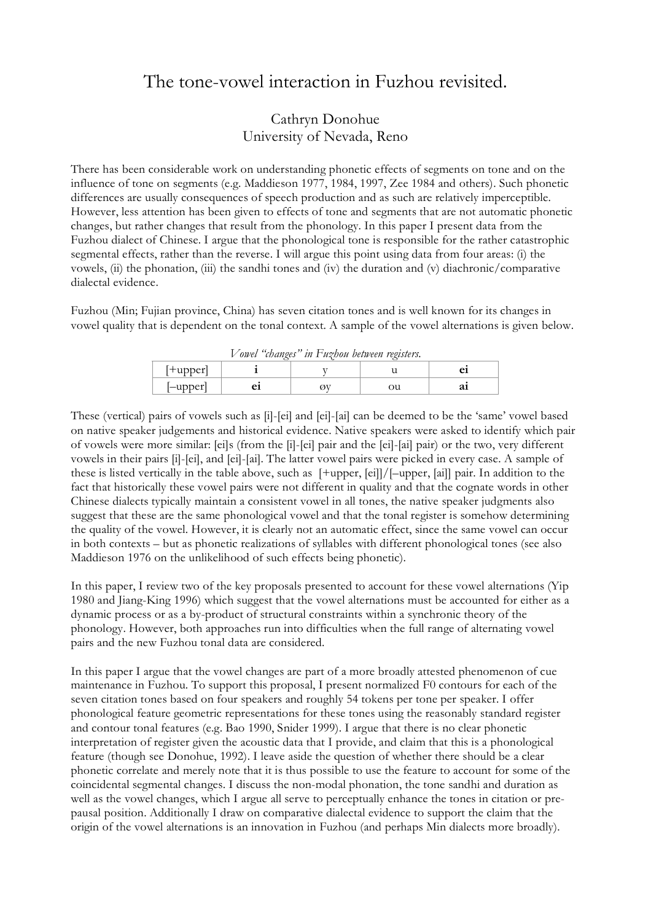# The tone-vowel interaction in Fuzhou revisited.

Cathryn Donohue
University of Nevada, Reno

There has been considerable work on understanding phonetic effects of segments on tone and on the influence of tone on segments (e.g. Maddieson 1977, 1984, 1997, Zee 1984 and others). Such phonetic differences are usually consequences of speech production and as such are relatively imperceptible. However, less attention has been given to effects of tone and segments that are not automatic phonetic changes, but rather changes that result from the phonology. In this paper I present data from the Fuzhou dialect of Chinese. I argue that the phonological tone is responsible for the rather catastrophic segmental effects, rather than the reverse. I will argue this point using data from four areas: (i) the vowels, (ii) the phonation, (iii) the sandhi tones and (iv) the duration and (v) diachronic/comparative dialectal evidence.

Fuzhou (Min; Fujian province, China) has seven citation tones and is well known for its changes in vowel quality that is dependent on the tonal context. A sample of the vowel alternations is given below.

*Vowel "changes" in Fuzhou between registers.*

| [+upper] | **i** | y | u | **ei** |
|---|---|---|---|---|
| [–upper] | **ei** | øy | ou | **ai** |

These (vertical) pairs of vowels such as [i]-[ei] and [ei]-[ai] can be deemed to be the 'same' vowel based on native speaker judgements and historical evidence. Native speakers were asked to identify which pair of vowels were more similar: [ei]s (from the [i]-[ei] pair and the [ei]-[ai] pair) or the two, very different vowels in their pairs [i]-[ei], and [ei]-[ai]. The latter vowel pairs were picked in every case. A sample of these is listed vertically in the table above, such as [+upper, [ei]]/[–upper, [ai]] pair. In addition to the fact that historically these vowel pairs were not different in quality and that the cognate words in other Chinese dialects typically maintain a consistent vowel in all tones, the native speaker judgments also suggest that these are the same phonological vowel and that the tonal register is somehow determining the quality of the vowel. However, it is clearly not an automatic effect, since the same vowel can occur in both contexts – but as phonetic realizations of syllables with different phonological tones (see also Maddieson 1976 on the unlikelihood of such effects being phonetic).

In this paper, I review two of the key proposals presented to account for these vowel alternations (Yip 1980 and Jiang-King 1996) which suggest that the vowel alternations must be accounted for either as a dynamic process or as a by-product of structural constraints within a synchronic theory of the phonology. However, both approaches run into difficulties when the full range of alternating vowel pairs and the new Fuzhou tonal data are considered.

In this paper I argue that the vowel changes are part of a more broadly attested phenomenon of cue maintenance in Fuzhou. To support this proposal, I present normalized F0 contours for each of the seven citation tones based on four speakers and roughly 54 tokens per tone per speaker. I offer phonological feature geometric representations for these tones using the reasonably standard register and contour tonal features (e.g. Bao 1990, Snider 1999). I argue that there is no clear phonetic interpretation of register given the acoustic data that I provide, and claim that this is a phonological feature (though see Donohue, 1992). I leave aside the question of whether there should be a clear phonetic correlate and merely note that it is thus possible to use the feature to account for some of the coincidental segmental changes. I discuss the non-modal phonation, the tone sandhi and duration as well as the vowel changes, which I argue all serve to perceptually enhance the tones in citation or pre-pausal position. Additionally I draw on comparative dialectal evidence to support the claim that the origin of the vowel alternations is an innovation in Fuzhou (and perhaps Min dialects more broadly).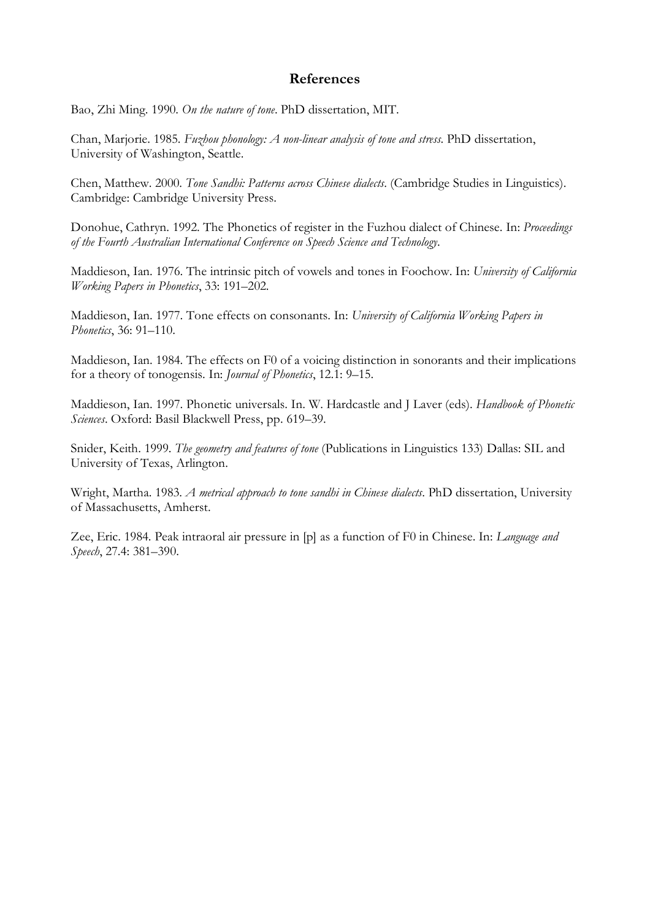## References

Bao, Zhi Ming. 1990. *On the nature of tone*. PhD dissertation, MIT.

Chan, Marjorie. 1985. *Fuzhou phonology: A non-linear analysis of tone and stress*. PhD dissertation, University of Washington, Seattle.

Chen, Matthew. 2000. *Tone Sandhi: Patterns across Chinese dialects*. (Cambridge Studies in Linguistics). Cambridge: Cambridge University Press.

Donohue, Cathryn. 1992. The Phonetics of register in the Fuzhou dialect of Chinese. In: *Proceedings of the Fourth Australian International Conference on Speech Science and Technology*.

Maddieson, Ian. 1976. The intrinsic pitch of vowels and tones in Foochow. In: *University of California Working Papers in Phonetics*, 33: 191–202.

Maddieson, Ian. 1977. Tone effects on consonants. In: *University of California Working Papers in Phonetics*, 36: 91–110.

Maddieson, Ian. 1984. The effects on F0 of a voicing distinction in sonorants and their implications for a theory of tonogensis. In: *Journal of Phonetics*, 12.1: 9–15.

Maddieson, Ian. 1997. Phonetic universals. In. W. Hardcastle and J Laver (eds). *Handbook of Phonetic Sciences*. Oxford: Basil Blackwell Press, pp. 619–39.

Snider, Keith. 1999. *The geometry and features of tone* (Publications in Linguistics 133) Dallas: SIL and University of Texas, Arlington.

Wright, Martha. 1983. *A metrical approach to tone sandhi in Chinese dialects*. PhD dissertation, University of Massachusetts, Amherst.

Zee, Eric. 1984. Peak intraoral air pressure in [p] as a function of F0 in Chinese. In: *Language and Speech*, 27.4: 381–390.